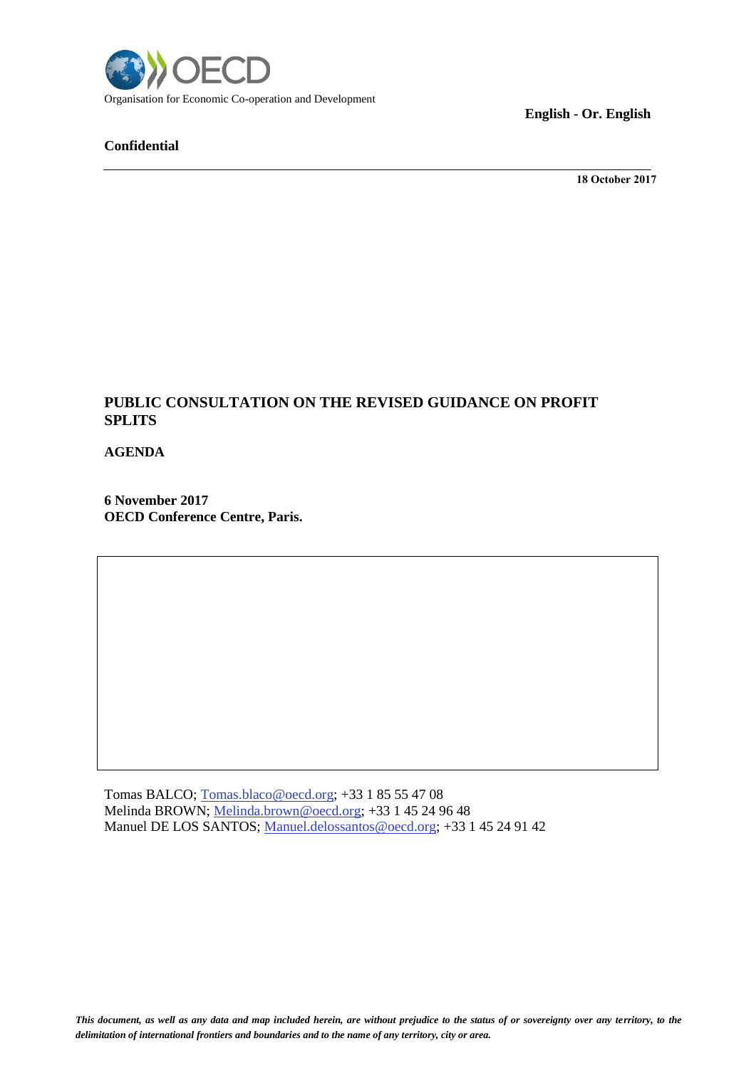Organisation for Economic Co-operation and Development

**English - Or. English**

**Confidential**

**18 October 2017**

# PUBLIC CONSULTATION ON THE REVISED GUIDANCE ON PROFIT SPLITS

**AGENDA**

**6 November 2017**
**OECD Conference Centre, Paris.**

Tomas BALCO; Tomas.blaco@oecd.org; +33 1 85 55 47 08
Melinda BROWN; Melinda.brown@oecd.org; +33 1 45 24 96 48
Manuel DE LOS SANTOS; Manuel.delossantos@oecd.org; +33 1 45 24 91 42

*This document, as well as any data and map included herein, are without prejudice to the status of or sovereignty over any territory, to the delimitation of international frontiers and boundaries and to the name of any territory, city or area.*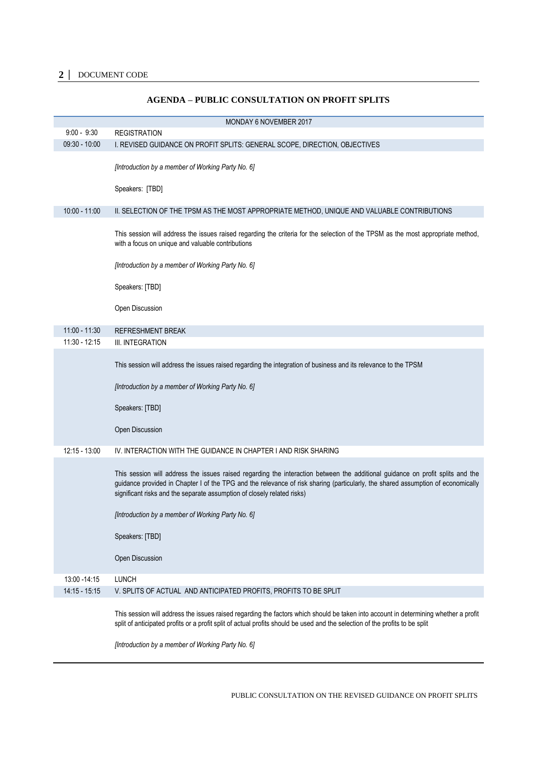## AGENDA – PUBLIC CONSULTATION ON PROFIT SPLITS

| | MONDAY 6 NOVEMBER 2017 |
|---|---|
| 9:00 - 9:30 | REGISTRATION |
| 09:30 - 10:00 | I. REVISED GUIDANCE ON PROFIT SPLITS: GENERAL SCOPE, DIRECTION, OBJECTIVES |
| | *[Introduction by a member of Working Party No. 6]*<br><br>Speakers: [TBD] |
| 10:00 - 11:00 | II. SELECTION OF THE TPSM AS THE MOST APPROPRIATE METHOD, UNIQUE AND VALUABLE CONTRIBUTIONS |
| | This session will address the issues raised regarding the criteria for the selection of the TPSM as the most appropriate method, with a focus on unique and valuable contributions<br><br>*[Introduction by a member of Working Party No. 6]*<br><br>Speakers: [TBD]<br><br>Open Discussion |
| 11:00 - 11:30 | REFRESHMENT BREAK |
| 11:30 - 12:15 | III. INTEGRATION |
| | This session will address the issues raised regarding the integration of business and its relevance to the TPSM<br><br>*[Introduction by a member of Working Party No. 6]*<br><br>Speakers: [TBD]<br><br>Open Discussion |
| 12:15 - 13:00 | IV. INTERACTION WITH THE GUIDANCE IN CHAPTER I AND RISK SHARING |
| | This session will address the issues raised regarding the interaction between the additional guidance on profit splits and the guidance provided in Chapter I of the TPG and the relevance of risk sharing (particularly, the shared assumption of economically significant risks and the separate assumption of closely related risks)<br><br>*[Introduction by a member of Working Party No. 6]*<br><br>Speakers: [TBD]<br><br>Open Discussion |
| 13:00 -14:15 | LUNCH |
| 14:15 - 15:15 | V. SPLITS OF ACTUAL AND ANTICIPATED PROFITS, PROFITS TO BE SPLIT |
| | This session will address the issues raised regarding the factors which should be taken into account in determining whether a profit split of anticipated profits or a profit split of actual profits should be used and the selection of the profits to be split<br><br>*[Introduction by a member of Working Party No. 6]* |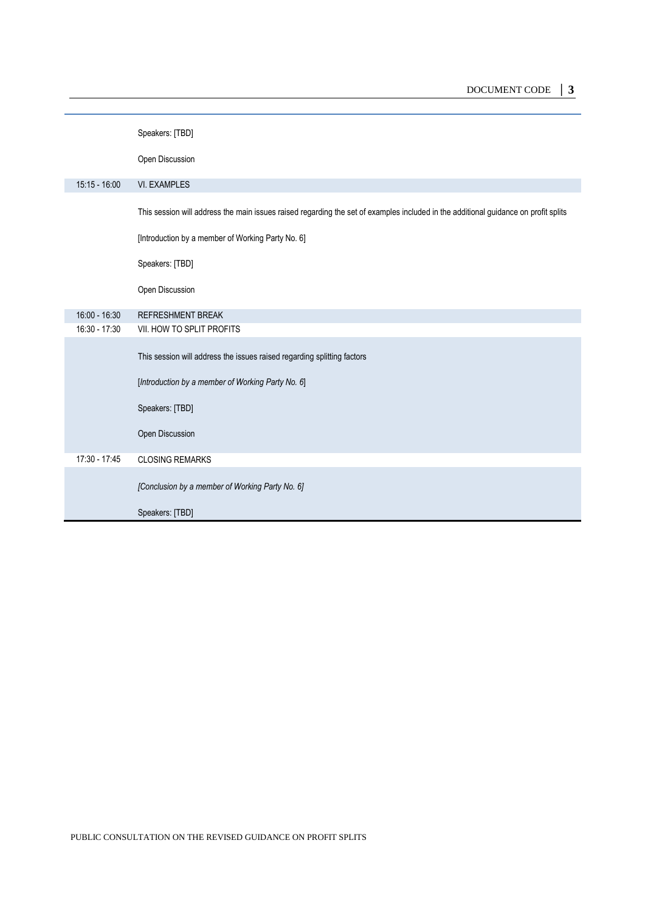| | |
|---|---|
| | Speakers: [TBD] |
| | Open Discussion |
| 15:15 - 16:00 | VI. EXAMPLES |
| | This session will address the main issues raised regarding the set of examples included in the additional guidance on profit splits |
| | [Introduction by a member of Working Party No. 6] |
| | Speakers: [TBD] |
| | Open Discussion |
| 16:00 - 16:30 | REFRESHMENT BREAK |
| 16:30 - 17:30 | VII. HOW TO SPLIT PROFITS |
| | This session will address the issues raised regarding splitting factors |
| | [*Introduction by a member of Working Party No. 6*] |
| | Speakers: [TBD] |
| | Open Discussion |
| 17:30 - 17:45 | CLOSING REMARKS |
| | *[Conclusion by a member of Working Party No. 6]* |
| | Speakers: [TBD] |